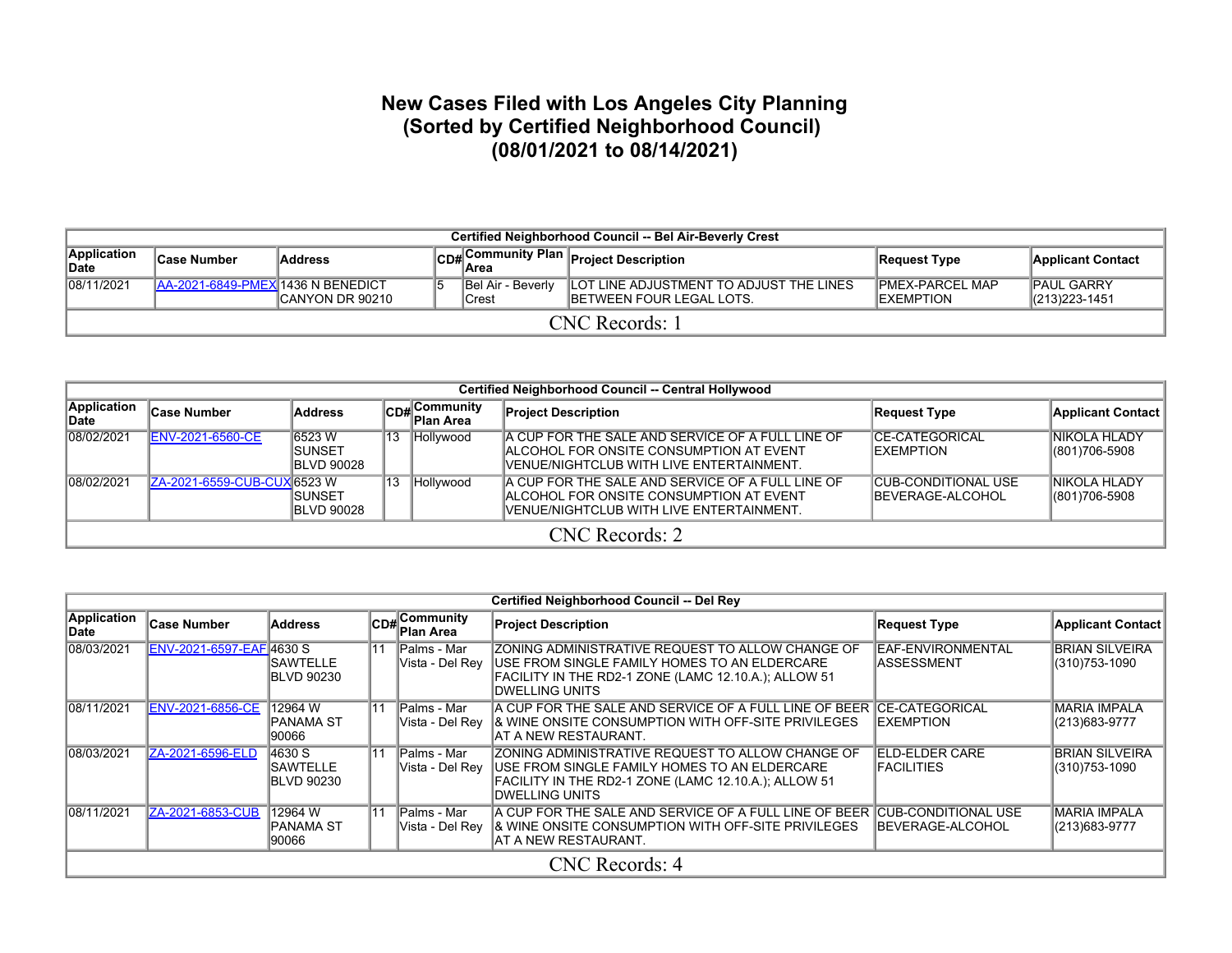# New Cases Filed with Los Angeles City Planning
## (Sorted by Certified Neighborhood Council)
## (08/01/2021 to 08/14/2021)

| Certified Neighborhood Council -- Bel Air-Beverly Crest | | | | | | | |
|---|---|---|---|---|---|---|---|
| **Application Date** | **Case Number** | **Address** | **CD#** | **Community Plan Area** | **Project Description** | **Request Type** | **Applicant Contact** |
| 08/11/2021 | AA-2021-6849-PMEX | 1436 N BENEDICT CANYON DR 90210 | 5 | Bel Air - Beverly Crest | LOT LINE ADJUSTMENT TO ADJUST THE LINES BETWEEN FOUR LEGAL LOTS. | PMEX-PARCEL MAP EXEMPTION | PAUL GARRY (213)223-1451 |
| CNC Records: 1 | | | | | | | |

| Certified Neighborhood Council -- Central Hollywood | | | | | | | |
|---|---|---|---|---|---|---|---|
| **Application Date** | **Case Number** | **Address** | **CD#** | **Community Plan Area** | **Project Description** | **Request Type** | **Applicant Contact** |
| 08/02/2021 | ENV-2021-6560-CE | 6523 W SUNSET BLVD 90028 | 13 | Hollywood | A CUP FOR THE SALE AND SERVICE OF A FULL LINE OF ALCOHOL FOR ONSITE CONSUMPTION AT EVENT VENUE/NIGHTCLUB WITH LIVE ENTERTAINMENT. | CE-CATEGORICAL EXEMPTION | NIKOLA HLADY (801)706-5908 |
| 08/02/2021 | ZA-2021-6559-CUB-CUX | 6523 W SUNSET BLVD 90028 | 13 | Hollywood | A CUP FOR THE SALE AND SERVICE OF A FULL LINE OF ALCOHOL FOR ONSITE CONSUMPTION AT EVENT VENUE/NIGHTCLUB WITH LIVE ENTERTAINMENT. | CUB-CONDITIONAL USE BEVERAGE-ALCOHOL | NIKOLA HLADY (801)706-5908 |
| CNC Records: 2 | | | | | | | |

| Certified Neighborhood Council -- Del Rey | | | | | | | |
|---|---|---|---|---|---|---|---|
| **Application Date** | **Case Number** | **Address** | **CD#** | **Community Plan Area** | **Project Description** | **Request Type** | **Applicant Contact** |
| 08/03/2021 | ENV-2021-6597-EAF | 4630 S SAWTELLE BLVD 90230 | 11 | Palms - Mar Vista - Del Rey | ZONING ADMINISTRATIVE REQUEST TO ALLOW CHANGE OF USE FROM SINGLE FAMILY HOMES TO AN ELDERCARE FACILITY IN THE RD2-1 ZONE (LAMC 12.10.A.); ALLOW 51 DWELLING UNITS | EAF-ENVIRONMENTAL ASSESSMENT | BRIAN SILVEIRA (310)753-1090 |
| 08/11/2021 | ENV-2021-6856-CE | 12964 W PANAMA ST 90066 | 11 | Palms - Mar Vista - Del Rey | A CUP FOR THE SALE AND SERVICE OF A FULL LINE OF BEER & WINE ONSITE CONSUMPTION WITH OFF-SITE PRIVILEGES AT A NEW RESTAURANT. | CE-CATEGORICAL EXEMPTION | MARIA IMPALA (213)683-9777 |
| 08/03/2021 | ZA-2021-6596-ELD | 4630 S SAWTELLE BLVD 90230 | 11 | Palms - Mar Vista - Del Rey | ZONING ADMINISTRATIVE REQUEST TO ALLOW CHANGE OF USE FROM SINGLE FAMILY HOMES TO AN ELDERCARE FACILITY IN THE RD2-1 ZONE (LAMC 12.10.A.); ALLOW 51 DWELLING UNITS | ELD-ELDER CARE FACILITIES | BRIAN SILVEIRA (310)753-1090 |
| 08/11/2021 | ZA-2021-6853-CUB | 12964 W PANAMA ST 90066 | 11 | Palms - Mar Vista - Del Rey | A CUP FOR THE SALE AND SERVICE OF A FULL LINE OF BEER & WINE ONSITE CONSUMPTION WITH OFF-SITE PRIVILEGES AT A NEW RESTAURANT. | CUB-CONDITIONAL USE BEVERAGE-ALCOHOL | MARIA IMPALA (213)683-9777 |
| CNC Records: 4 | | | | | | | |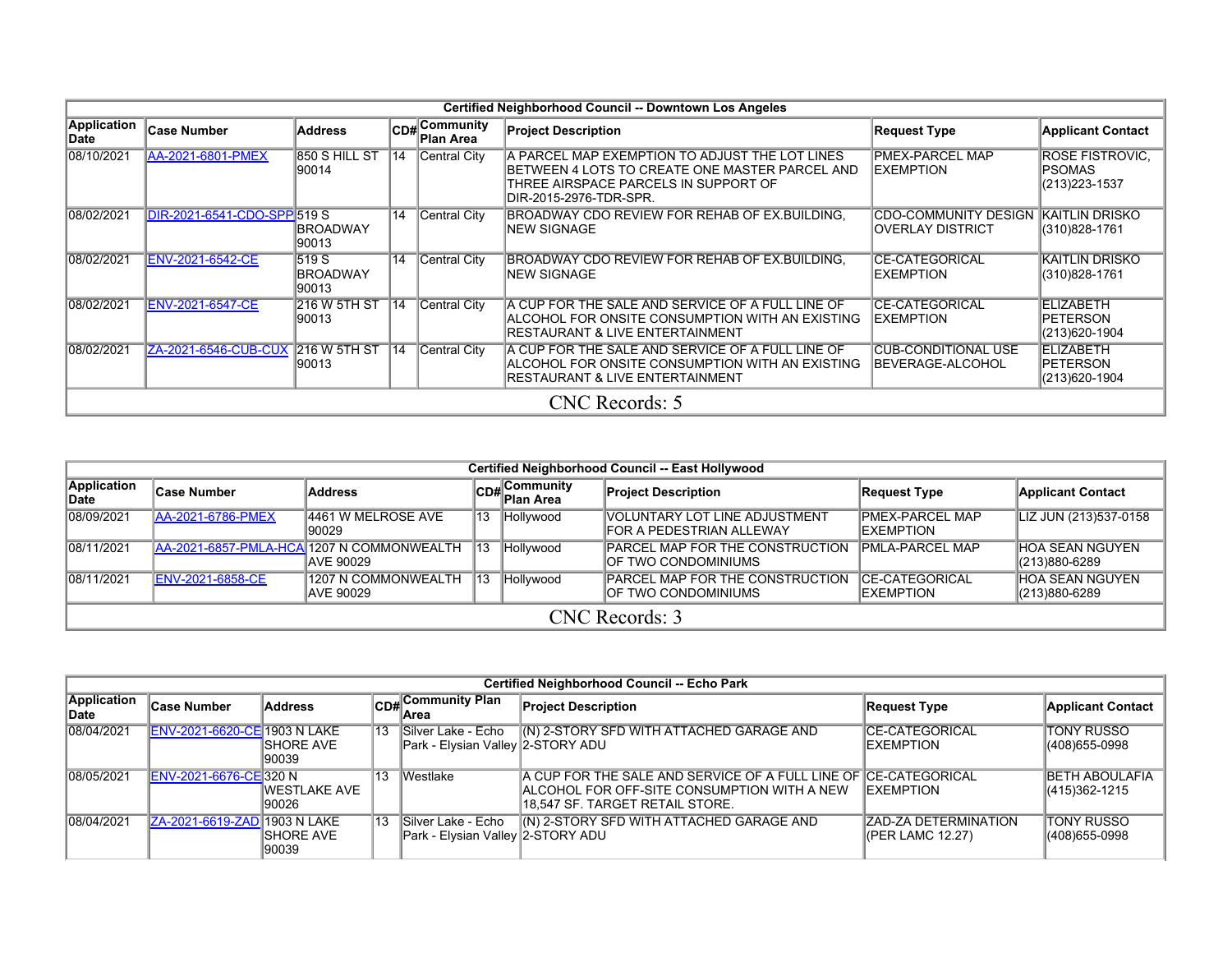| Certified Neighborhood Council -- Downtown Los Angeles | | | | | | | |
|---|---|---|---|---|---|---|---|
| **Application Date** | **Case Number** | **Address** | **CD#** | **Community Plan Area** | **Project Description** | **Request Type** | **Applicant Contact** |
| 08/10/2021 | AA-2021-6801-PMEX | 850 S HILL ST 90014 | 14 | Central City | A PARCEL MAP EXEMPTION TO ADJUST THE LOT LINES BETWEEN 4 LOTS TO CREATE ONE MASTER PARCEL AND THREE AIRSPACE PARCELS IN SUPPORT OF DIR-2015-2976-TDR-SPR. | PMEX-PARCEL MAP EXEMPTION | ROSE FISTROVIC, PSOMAS (213)223-1537 |
| 08/02/2021 | DIR-2021-6541-CDO-SPP | 519 S BROADWAY 90013 | 14 | Central City | BROADWAY CDO REVIEW FOR REHAB OF EX.BUILDING, NEW SIGNAGE | CDO-COMMUNITY DESIGN OVERLAY DISTRICT | KAITLIN DRISKO (310)828-1761 |
| 08/02/2021 | ENV-2021-6542-CE | 519 S BROADWAY 90013 | 14 | Central City | BROADWAY CDO REVIEW FOR REHAB OF EX.BUILDING, NEW SIGNAGE | CE-CATEGORICAL EXEMPTION | KAITLIN DRISKO (310)828-1761 |
| 08/02/2021 | ENV-2021-6547-CE | 216 W 5TH ST 90013 | 14 | Central City | A CUP FOR THE SALE AND SERVICE OF A FULL LINE OF ALCOHOL FOR ONSITE CONSUMPTION WITH AN EXISTING RESTAURANT & LIVE ENTERTAINMENT | CE-CATEGORICAL EXEMPTION | ELIZABETH PETERSON (213)620-1904 |
| 08/02/2021 | ZA-2021-6546-CUB-CUX | 216 W 5TH ST 90013 | 14 | Central City | A CUP FOR THE SALE AND SERVICE OF A FULL LINE OF ALCOHOL FOR ONSITE CONSUMPTION WITH AN EXISTING RESTAURANT & LIVE ENTERTAINMENT | CUB-CONDITIONAL USE BEVERAGE-ALCOHOL | ELIZABETH PETERSON (213)620-1904 |
| CNC Records: 5 | | | | | | | |

| Certified Neighborhood Council -- East Hollywood | | | | | | | |
|---|---|---|---|---|---|---|---|
| **Application Date** | **Case Number** | **Address** | **CD#** | **Community Plan Area** | **Project Description** | **Request Type** | **Applicant Contact** |
| 08/09/2021 | AA-2021-6786-PMEX | 4461 W MELROSE AVE 90029 | 13 | Hollywood | VOLUNTARY LOT LINE ADJUSTMENT FOR A PEDESTRIAN ALLEWAY | PMEX-PARCEL MAP EXEMPTION | LIZ JUN (213)537-0158 |
| 08/11/2021 | AA-2021-6857-PMLA-HCA | 1207 N COMMONWEALTH AVE 90029 | 13 | Hollywood | PARCEL MAP FOR THE CONSTRUCTION OF TWO CONDOMINIUMS | PMLA-PARCEL MAP | HOA SEAN NGUYEN (213)880-6289 |
| 08/11/2021 | ENV-2021-6858-CE | 1207 N COMMONWEALTH AVE 90029 | 13 | Hollywood | PARCEL MAP FOR THE CONSTRUCTION OF TWO CONDOMINIUMS | CE-CATEGORICAL EXEMPTION | HOA SEAN NGUYEN (213)880-6289 |
| CNC Records: 3 | | | | | | | |

| Certified Neighborhood Council -- Echo Park | | | | | | | |
|---|---|---|---|---|---|---|---|
| **Application Date** | **Case Number** | **Address** | **CD#** | **Community Plan Area** | **Project Description** | **Request Type** | **Applicant Contact** |
| 08/04/2021 | ENV-2021-6620-CE | 1903 N LAKE SHORE AVE 90039 | 13 | Silver Lake - Echo Park - Elysian Valley | (N) 2-STORY SFD WITH ATTACHED GARAGE AND 2-STORY ADU | CE-CATEGORICAL EXEMPTION | TONY RUSSO (408)655-0998 |
| 08/05/2021 | ENV-2021-6676-CE | 320 N WESTLAKE AVE 90026 | 13 | Westlake | A CUP FOR THE SALE AND SERVICE OF A FULL LINE OF ALCOHOL FOR OFF-SITE CONSUMPTION WITH A NEW 18,547 SF. TARGET RETAIL STORE. | CE-CATEGORICAL EXEMPTION | BETH ABOULAFIA (415)362-1215 |
| 08/04/2021 | ZA-2021-6619-ZAD | 1903 N LAKE SHORE AVE 90039 | 13 | Silver Lake - Echo Park - Elysian Valley | (N) 2-STORY SFD WITH ATTACHED GARAGE AND 2-STORY ADU | ZAD-ZA DETERMINATION (PER LAMC 12.27) | TONY RUSSO (408)655-0998 |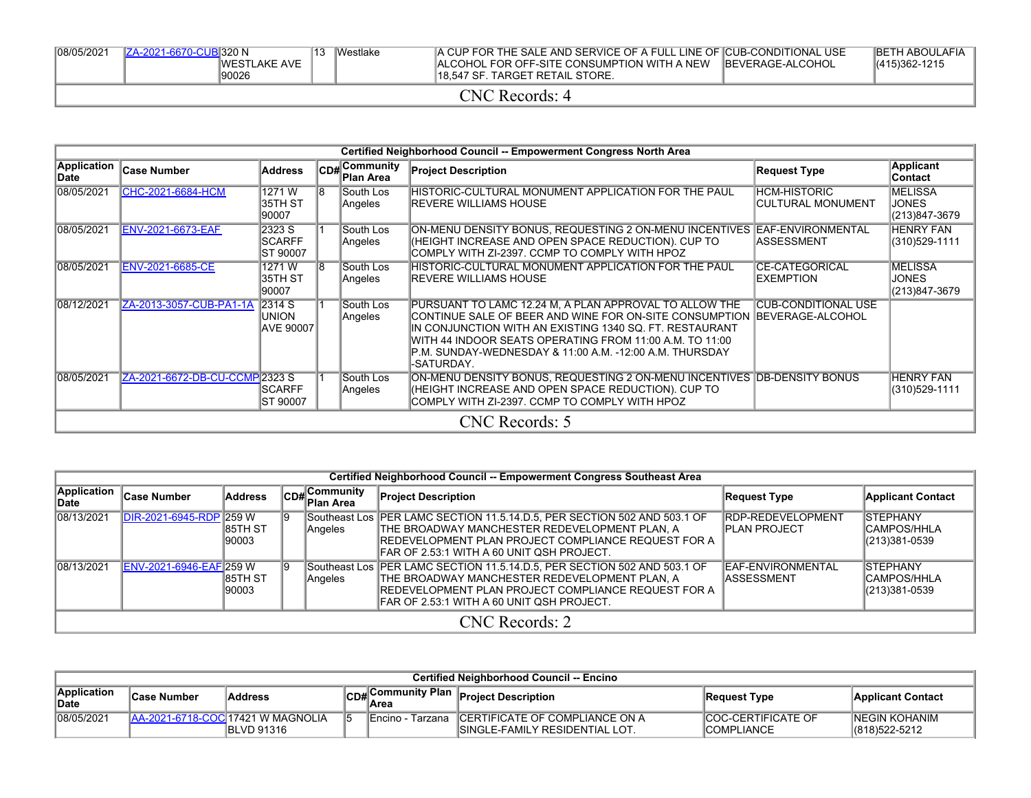| | | | | | | | |
|---|---|---|---|---|---|---|---|
| 08/05/2021 | ZA-2021-6670-CUB | 320 N WESTLAKE AVE 90026 | 13 | Westlake | A CUP FOR THE SALE AND SERVICE OF A FULL LINE OF ALCOHOL FOR OFF-SITE CONSUMPTION WITH A NEW 18,547 SF. TARGET RETAIL STORE. | CUB-CONDITIONAL USE BEVERAGE-ALCOHOL | BETH ABOULAFIA (415)362-1215 |

CNC Records: 4

**Certified Neighborhood Council -- Empowerment Congress North Area**

| Application Date | Case Number | Address | CD# | Community Plan Area | Project Description | Request Type | Applicant Contact |
|---|---|---|---|---|---|---|---|
| 08/05/2021 | CHC-2021-6684-HCM | 1271 W 35TH ST 90007 | 8 | South Los Angeles | HISTORIC-CULTURAL MONUMENT APPLICATION FOR THE PAUL REVERE WILLIAMS HOUSE | HCM-HISTORIC CULTURAL MONUMENT | MELISSA JONES (213)847-3679 |
| 08/05/2021 | ENV-2021-6673-EAF | 2323 S SCARFF ST 90007 | 1 | South Los Angeles | ON-MENU DENSITY BONUS, REQUESTING 2 ON-MENU INCENTIVES (HEIGHT INCREASE AND OPEN SPACE REDUCTION). CUP TO COMPLY WITH ZI-2397. CCMP TO COMPLY WITH HPOZ | EAF-ENVIRONMENTAL ASSESSMENT | HENRY FAN (310)529-1111 |
| 08/05/2021 | ENV-2021-6685-CE | 1271 W 35TH ST 90007 | 8 | South Los Angeles | HISTORIC-CULTURAL MONUMENT APPLICATION FOR THE PAUL REVERE WILLIAMS HOUSE | CE-CATEGORICAL EXEMPTION | MELISSA JONES (213)847-3679 |
| 08/12/2021 | ZA-2013-3057-CUB-PA1-1A | 2314 S UNION AVE 90007 | 1 | South Los Angeles | PURSUANT TO LAMC 12.24 M, A PLAN APPROVAL TO ALLOW THE CONTINUE SALE OF BEER AND WINE FOR ON-SITE CONSUMPTION IN CONJUNCTION WITH AN EXISTING 1340 SQ. FT. RESTAURANT WITH 44 INDOOR SEATS OPERATING FROM 11:00 A.M. TO 11:00 P.M. SUNDAY-WEDNESDAY & 11:00 A.M. -12:00 A.M. THURSDAY -SATURDAY. | CUB-CONDITIONAL USE BEVERAGE-ALCOHOL | |
| 08/05/2021 | ZA-2021-6672-DB-CU-CCMP | 2323 S SCARFF ST 90007 | 1 | South Los Angeles | ON-MENU DENSITY BONUS, REQUESTING 2 ON-MENU INCENTIVES (HEIGHT INCREASE AND OPEN SPACE REDUCTION). CUP TO COMPLY WITH ZI-2397. CCMP TO COMPLY WITH HPOZ | DB-DENSITY BONUS | HENRY FAN (310)529-1111 |

CNC Records: 5

**Certified Neighborhood Council -- Empowerment Congress Southeast Area**

| Application Date | Case Number | Address | CD# | Community Plan Area | Project Description | Request Type | Applicant Contact |
|---|---|---|---|---|---|---|---|
| 08/13/2021 | DIR-2021-6945-RDP | 259 W 85TH ST 90003 | 9 | Southeast Los Angeles | PER LAMC SECTION 11.5.14.D.5, PER SECTION 502 AND 503.1 OF THE BROADWAY MANCHESTER REDEVELOPMENT PLAN, A REDEVELOPMENT PLAN PROJECT COMPLIANCE REQUEST FOR A FAR OF 2.53:1 WITH A 60 UNIT QSH PROJECT. | RDP-REDEVELOPMENT PLAN PROJECT | STEPHANY CAMPOS/HHLA (213)381-0539 |
| 08/13/2021 | ENV-2021-6946-EAF | 259 W 85TH ST 90003 | 9 | Southeast Los Angeles | PER LAMC SECTION 11.5.14.D.5, PER SECTION 502 AND 503.1 OF THE BROADWAY MANCHESTER REDEVELOPMENT PLAN, A REDEVELOPMENT PLAN PROJECT COMPLIANCE REQUEST FOR A FAR OF 2.53:1 WITH A 60 UNIT QSH PROJECT. | EAF-ENVIRONMENTAL ASSESSMENT | STEPHANY CAMPOS/HHLA (213)381-0539 |

CNC Records: 2

**Certified Neighborhood Council -- Encino**

| Application Date | Case Number | Address | CD# | Community Plan Area | Project Description | Request Type | Applicant Contact |
|---|---|---|---|---|---|---|---|
| 08/05/2021 | AA-2021-6718-COC | 17421 W MAGNOLIA BLVD 91316 | 5 | Encino - Tarzana | CERTIFICATE OF COMPLIANCE ON A SINGLE-FAMILY RESIDENTIAL LOT. | COC-CERTIFICATE OF COMPLIANCE | NEGIN KOHANIM (818)522-5212 |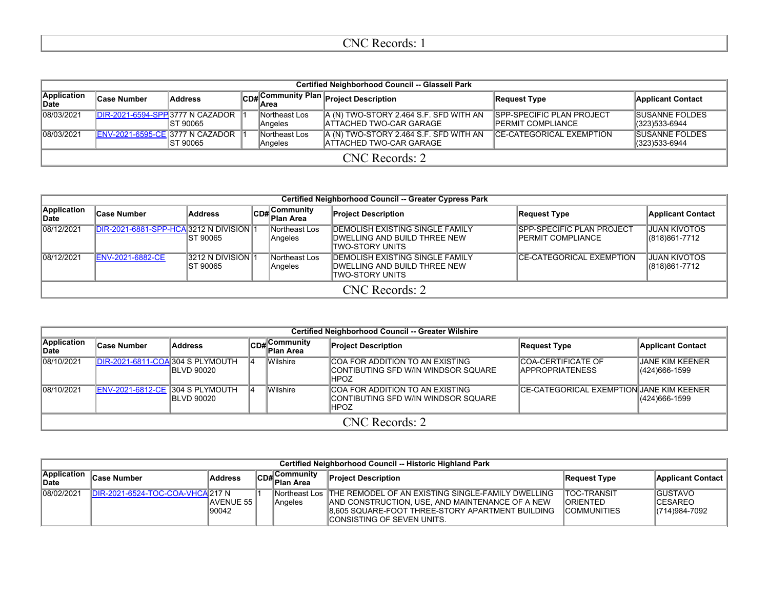CNC Records: 1

| Certified Neighborhood Council -- Glassell Park | | | | | | | |
|---|---|---|---|---|---|---|---|
| Application Date | Case Number | Address | CD# | Community Plan Area | Project Description | Request Type | Applicant Contact |
| 08/03/2021 | DIR-2021-6594-SPP | 3777 N CAZADOR ST 90065 | 1 | Northeast Los Angeles | A (N) TWO-STORY 2.464 S.F. SFD WITH AN ATTACHED TWO-CAR GARAGE | SPP-SPECIFIC PLAN PROJECT PERMIT COMPLIANCE | SUSANNE FOLDES (323)533-6944 |
| 08/03/2021 | ENV-2021-6595-CE | 3777 N CAZADOR ST 90065 | 1 | Northeast Los Angeles | A (N) TWO-STORY 2.464 S.F. SFD WITH AN ATTACHED TWO-CAR GARAGE | CE-CATEGORICAL EXEMPTION | SUSANNE FOLDES (323)533-6944 |

CNC Records: 2

| Certified Neighborhood Council -- Greater Cypress Park | | | | | | | |
|---|---|---|---|---|---|---|---|
| Application Date | Case Number | Address | CD# | Community Plan Area | Project Description | Request Type | Applicant Contact |
| 08/12/2021 | DIR-2021-6881-SPP-HCA | 3212 N DIVISION ST 90065 | 1 | Northeast Los Angeles | DEMOLISH EXISTING SINGLE FAMILY DWELLING AND BUILD THREE NEW TWO-STORY UNITS | SPP-SPECIFIC PLAN PROJECT PERMIT COMPLIANCE | JUAN KIVOTOS (818)861-7712 |
| 08/12/2021 | ENV-2021-6882-CE | 3212 N DIVISION ST 90065 | 1 | Northeast Los Angeles | DEMOLISH EXISTING SINGLE FAMILY DWELLING AND BUILD THREE NEW TWO-STORY UNITS | CE-CATEGORICAL EXEMPTION | JUAN KIVOTOS (818)861-7712 |

CNC Records: 2

| Certified Neighborhood Council -- Greater Wilshire | | | | | | | |
|---|---|---|---|---|---|---|---|
| Application Date | Case Number | Address | CD# | Community Plan Area | Project Description | Request Type | Applicant Contact |
| 08/10/2021 | DIR-2021-6811-COA | 304 S PLYMOUTH BLVD 90020 | 4 | Wilshire | COA FOR ADDITION TO AN EXISTING CONTIBUTING SFD W/IN WINDSOR SQUARE HPOZ | COA-CERTIFICATE OF APPROPRIATENESS | JANE KIM KEENER (424)666-1599 |
| 08/10/2021 | ENV-2021-6812-CE | 304 S PLYMOUTH BLVD 90020 | 4 | Wilshire | COA FOR ADDITION TO AN EXISTING CONTIBUTING SFD W/IN WINDSOR SQUARE HPOZ | CE-CATEGORICAL EXEMPTION | JANE KIM KEENER (424)666-1599 |

CNC Records: 2

| Certified Neighborhood Council -- Historic Highland Park | | | | | | | |
|---|---|---|---|---|---|---|---|
| Application Date | Case Number | Address | CD# | Community Plan Area | Project Description | Request Type | Applicant Contact |
| 08/02/2021 | DIR-2021-6524-TOC-COA-VHCA | 217 N AVENUE 55 90042 | 1 | Northeast Los Angeles | THE REMODEL OF AN EXISTING SINGLE-FAMILY DWELLING AND CONSTRUCTION, USE, AND MAINTENANCE OF A NEW 8,605 SQUARE-FOOT THREE-STORY APARTMENT BUILDING CONSISTING OF SEVEN UNITS. | TOC-TRANSIT ORIENTED COMMUNITIES | GUSTAVO CESAREO (714)984-7092 |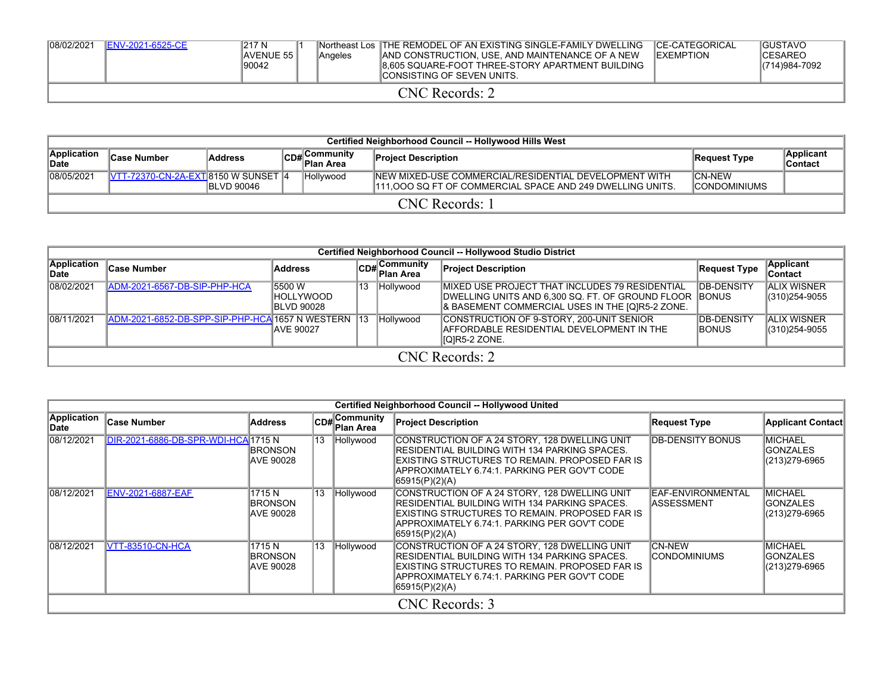| | | | | | | | |
|---|---|---|---|---|---|---|---|
| 08/02/2021 | ENV-2021-6525-CE | 217 N AVENUE 55 90042 | 1 | Northeast Los Angeles | THE REMODEL OF AN EXISTING SINGLE-FAMILY DWELLING AND CONSTRUCTION, USE, AND MAINTENANCE OF A NEW 8,605 SQUARE-FOOT THREE-STORY APARTMENT BUILDING CONSISTING OF SEVEN UNITS. | CE-CATEGORICAL EXEMPTION | GUSTAVO CESAREO (714)984-7092 |
| CNC Records: 2 | | | | | | | |

**Certified Neighborhood Council -- Hollywood Hills West**

| Application Date | Case Number | Address | CD# | Community Plan Area | Project Description | Request Type | Applicant Contact |
|---|---|---|---|---|---|---|---|
| 08/05/2021 | VTT-72370-CN-2A-EXT | 8150 W SUNSET BLVD 90046 | 4 | Hollywood | NEW MIXED-USE COMMERCIAL/RESIDENTIAL DEVELOPMENT WITH 111,OOO SQ FT OF COMMERCIAL SPACE AND 249 DWELLING UNITS. | CN-NEW CONDOMINIUMS | |
| CNC Records: 1 | | | | | | | |

**Certified Neighborhood Council -- Hollywood Studio District**

| Application Date | Case Number | Address | CD# | Community Plan Area | Project Description | Request Type | Applicant Contact |
|---|---|---|---|---|---|---|---|
| 08/02/2021 | ADM-2021-6567-DB-SIP-PHP-HCA | 5500 W HOLLYWOOD BLVD 90028 | 13 | Hollywood | MIXED USE PROJECT THAT INCLUDES 79 RESIDENTIAL DWELLING UNITS AND 6,300 SQ. FT. OF GROUND FLOOR & BASEMENT COMMERCIAL USES IN THE [Q]R5-2 ZONE. | DB-DENSITY BONUS | ALIX WISNER (310)254-9055 |
| 08/11/2021 | ADM-2021-6852-DB-SPP-SIP-PHP-HCA | 1657 N WESTERN AVE 90027 | 13 | Hollywood | CONSTRUCTION OF 9-STORY, 200-UNIT SENIOR AFFORDABLE RESIDENTIAL DEVELOPMENT IN THE [Q]R5-2 ZONE. | DB-DENSITY BONUS | ALIX WISNER (310)254-9055 |
| CNC Records: 2 | | | | | | | |

**Certified Neighborhood Council -- Hollywood United**

| Application Date | Case Number | Address | CD# | Community Plan Area | Project Description | Request Type | Applicant Contact |
|---|---|---|---|---|---|---|---|
| 08/12/2021 | DIR-2021-6886-DB-SPR-WDI-HCA | 1715 N BRONSON AVE 90028 | 13 | Hollywood | CONSTRUCTION OF A 24 STORY, 128 DWELLING UNIT RESIDENTIAL BUILDING WITH 134 PARKING SPACES. EXISTING STRUCTURES TO REMAIN. PROPOSED FAR IS APPROXIMATELY 6.74:1. PARKING PER GOV'T CODE 65915(P)(2)(A) | DB-DENSITY BONUS | MICHAEL GONZALES (213)279-6965 |
| 08/12/2021 | ENV-2021-6887-EAF | 1715 N BRONSON AVE 90028 | 13 | Hollywood | CONSTRUCTION OF A 24 STORY, 128 DWELLING UNIT RESIDENTIAL BUILDING WITH 134 PARKING SPACES. EXISTING STRUCTURES TO REMAIN. PROPOSED FAR IS APPROXIMATELY 6.74:1. PARKING PER GOV'T CODE 65915(P)(2)(A) | EAF-ENVIRONMENTAL ASSESSMENT | MICHAEL GONZALES (213)279-6965 |
| 08/12/2021 | VTT-83510-CN-HCA | 1715 N BRONSON AVE 90028 | 13 | Hollywood | CONSTRUCTION OF A 24 STORY, 128 DWELLING UNIT RESIDENTIAL BUILDING WITH 134 PARKING SPACES. EXISTING STRUCTURES TO REMAIN. PROPOSED FAR IS APPROXIMATELY 6.74:1. PARKING PER GOV'T CODE 65915(P)(2)(A) | CN-NEW CONDOMINIUMS | MICHAEL GONZALES (213)279-6965 |
| CNC Records: 3 | | | | | | | |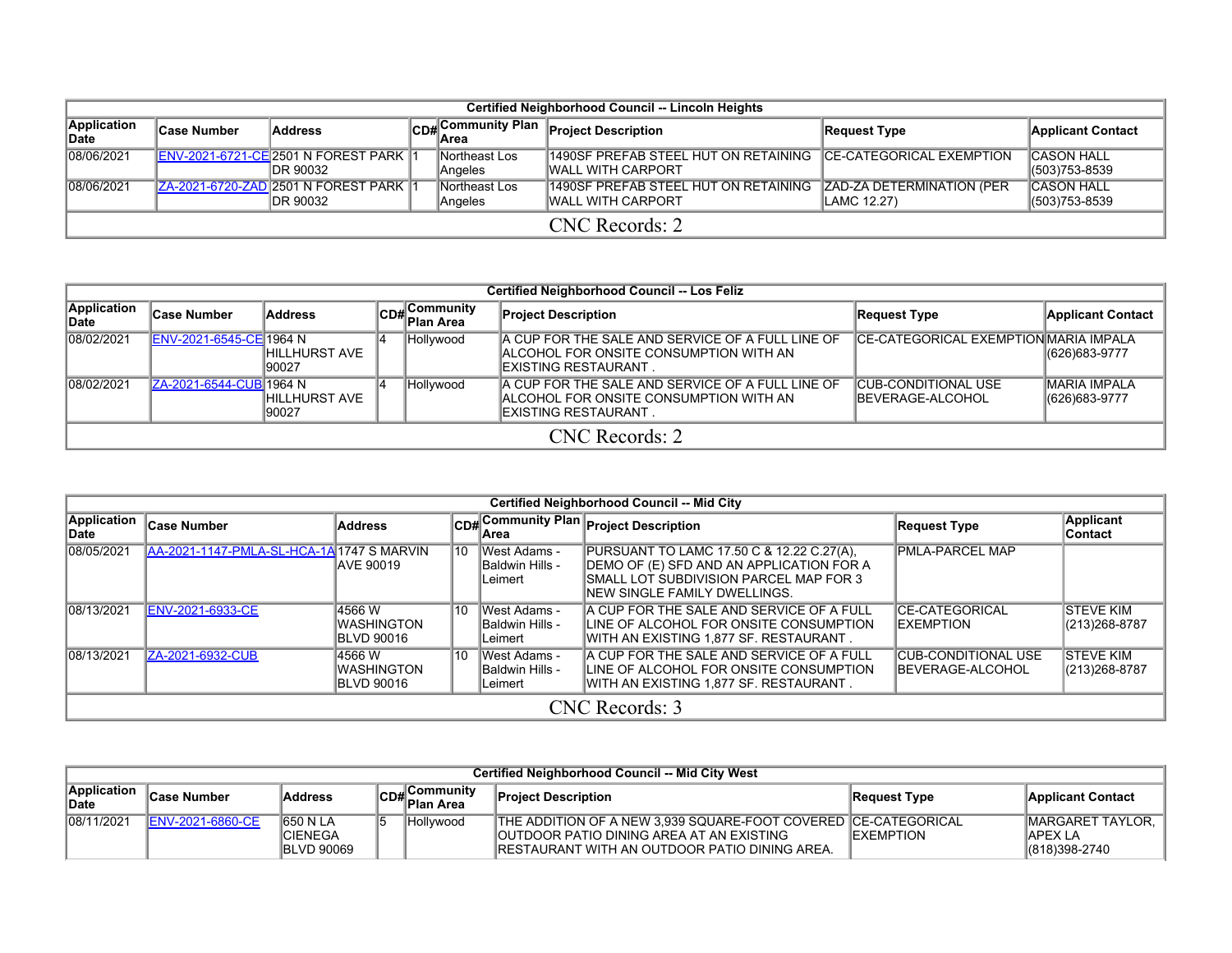| Certified Neighborhood Council -- Lincoln Heights | | | | | | | |
|---|---|---|---|---|---|---|---|
| **Application Date** | **Case Number** | **Address** | **CD#** | **Community Plan Area** | **Project Description** | **Request Type** | **Applicant Contact** |
| 08/06/2021 | ENV-2021-6721-CE | 2501 N FOREST PARK DR 90032 | 1 | Northeast Los Angeles | 1490SF PREFAB STEEL HUT ON RETAINING WALL WITH CARPORT | CE-CATEGORICAL EXEMPTION | CASON HALL (503)753-8539 |
| 08/06/2021 | ZA-2021-6720-ZAD | 2501 N FOREST PARK DR 90032 | 1 | Northeast Los Angeles | 1490SF PREFAB STEEL HUT ON RETAINING WALL WITH CARPORT | ZAD-ZA DETERMINATION (PER LAMC 12.27) | CASON HALL (503)753-8539 |
| CNC Records: 2 | | | | | | | |

| Certified Neighborhood Council -- Los Feliz | | | | | | | |
|---|---|---|---|---|---|---|---|
| **Application Date** | **Case Number** | **Address** | **CD#** | **Community Plan Area** | **Project Description** | **Request Type** | **Applicant Contact** |
| 08/02/2021 | ENV-2021-6545-CE | 1964 N HILLHURST AVE 90027 | 4 | Hollywood | A CUP FOR THE SALE AND SERVICE OF A FULL LINE OF ALCOHOL FOR ONSITE CONSUMPTION WITH AN EXISTING RESTAURANT . | CE-CATEGORICAL EXEMPTION | MARIA IMPALA (626)683-9777 |
| 08/02/2021 | ZA-2021-6544-CUB | 1964 N HILLHURST AVE 90027 | 4 | Hollywood | A CUP FOR THE SALE AND SERVICE OF A FULL LINE OF ALCOHOL FOR ONSITE CONSUMPTION WITH AN EXISTING RESTAURANT . | CUB-CONDITIONAL USE BEVERAGE-ALCOHOL | MARIA IMPALA (626)683-9777 |
| CNC Records: 2 | | | | | | | |

| Certified Neighborhood Council -- Mid City | | | | | | | |
|---|---|---|---|---|---|---|---|
| **Application Date** | **Case Number** | **Address** | **CD#** | **Community Plan Area** | **Project Description** | **Request Type** | **Applicant Contact** |
| 08/05/2021 | AA-2021-1147-PMLA-SL-HCA-1A | 1747 S MARVIN AVE 90019 | 10 | West Adams - Baldwin Hills - Leimert | PURSUANT TO LAMC 17.50 C & 12.22 C.27(A), DEMO OF (E) SFD AND AN APPLICATION FOR A SMALL LOT SUBDIVISION PARCEL MAP FOR 3 NEW SINGLE FAMILY DWELLINGS. | PMLA-PARCEL MAP | |
| 08/13/2021 | ENV-2021-6933-CE | 4566 W WASHINGTON BLVD 90016 | 10 | West Adams - Baldwin Hills - Leimert | A CUP FOR THE SALE AND SERVICE OF A FULL LINE OF ALCOHOL FOR ONSITE CONSUMPTION WITH AN EXISTING 1,877 SF. RESTAURANT . | CE-CATEGORICAL EXEMPTION | STEVE KIM (213)268-8787 |
| 08/13/2021 | ZA-2021-6932-CUB | 4566 W WASHINGTON BLVD 90016 | 10 | West Adams - Baldwin Hills - Leimert | A CUP FOR THE SALE AND SERVICE OF A FULL LINE OF ALCOHOL FOR ONSITE CONSUMPTION WITH AN EXISTING 1,877 SF. RESTAURANT . | CUB-CONDITIONAL USE BEVERAGE-ALCOHOL | STEVE KIM (213)268-8787 |
| CNC Records: 3 | | | | | | | |

| Certified Neighborhood Council -- Mid City West | | | | | | | |
|---|---|---|---|---|---|---|---|
| **Application Date** | **Case Number** | **Address** | **CD#** | **Community Plan Area** | **Project Description** | **Request Type** | **Applicant Contact** |
| 08/11/2021 | ENV-2021-6860-CE | 650 N LA CIENEGA BLVD 90069 | 5 | Hollywood | THE ADDITION OF A NEW 3,939 SQUARE-FOOT COVERED OUTDOOR PATIO DINING AREA AT AN EXISTING RESTAURANT WITH AN OUTDOOR PATIO DINING AREA. | CE-CATEGORICAL EXEMPTION | MARGARET TAYLOR, APEX LA (818)398-2740 |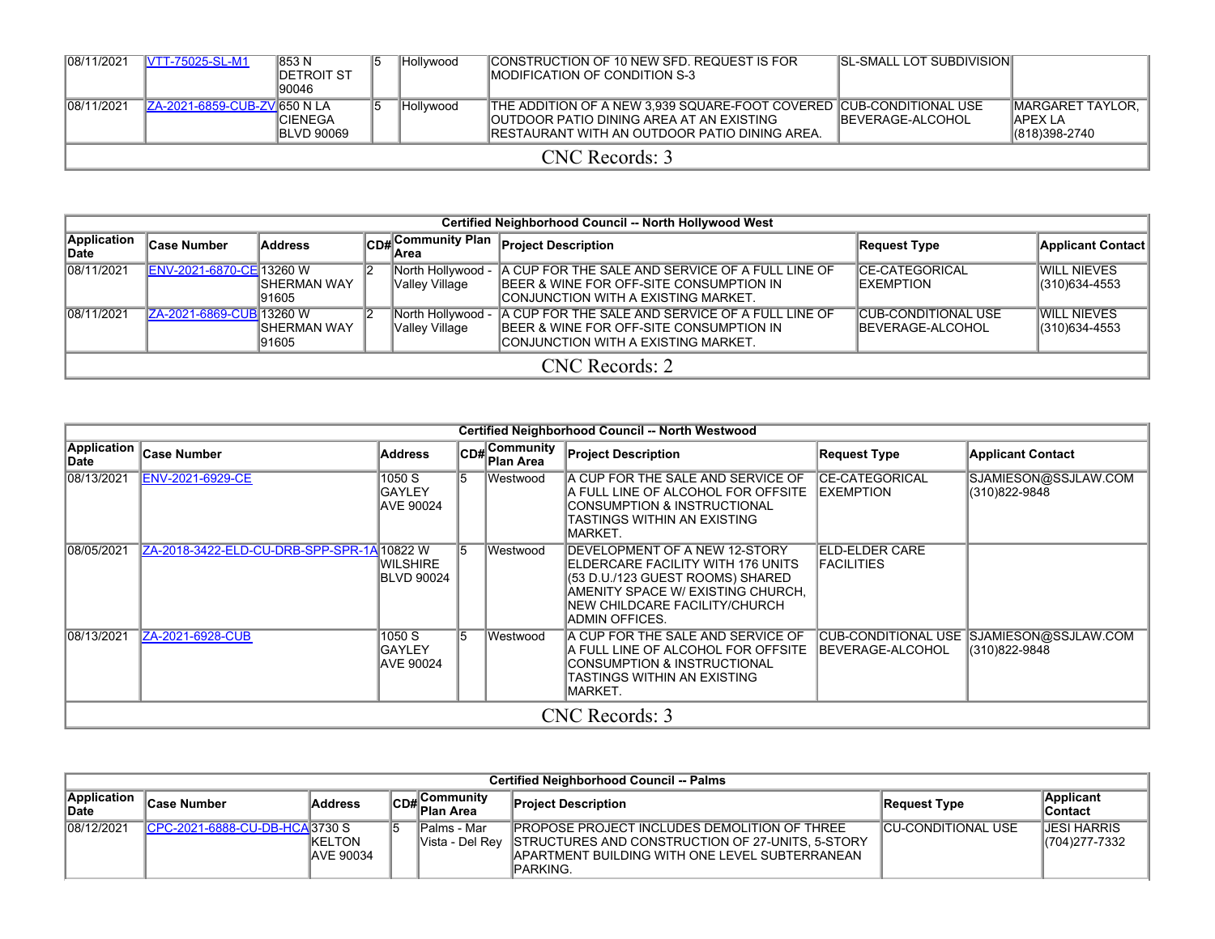| | | | | | | | |
|---|---|---|---|---|---|---|---|
| 08/11/2021 | VTT-75025-SL-M1 | 853 N DETROIT ST 90046 | 5 | Hollywood | CONSTRUCTION OF 10 NEW SFD. REQUEST IS FOR MODIFICATION OF CONDITION S-3 | SL-SMALL LOT SUBDIVISION | |
| 08/11/2021 | ZA-2021-6859-CUB-ZV | 650 N LA CIENEGA BLVD 90069 | 5 | Hollywood | THE ADDITION OF A NEW 3,939 SQUARE-FOOT COVERED OUTDOOR PATIO DINING AREA AT AN EXISTING RESTAURANT WITH AN OUTDOOR PATIO DINING AREA. | CUB-CONDITIONAL USE BEVERAGE-ALCOHOL | MARGARET TAYLOR, APEX LA (818)398-2740 |
| CNC Records: 3 | | | | | | | |

**Certified Neighborhood Council -- North Hollywood West**

| Application Date | Case Number | Address | CD# | Community Plan Area | Project Description | Request Type | Applicant Contact |
|---|---|---|---|---|---|---|---|
| 08/11/2021 | ENV-2021-6870-CE | 13260 W SHERMAN WAY 91605 | 2 | North Hollywood - Valley Village | A CUP FOR THE SALE AND SERVICE OF A FULL LINE OF BEER & WINE FOR OFF-SITE CONSUMPTION IN CONJUNCTION WITH A EXISTING MARKET. | CE-CATEGORICAL EXEMPTION | WILL NIEVES (310)634-4553 |
| 08/11/2021 | ZA-2021-6869-CUB | 13260 W SHERMAN WAY 91605 | 2 | North Hollywood - Valley Village | A CUP FOR THE SALE AND SERVICE OF A FULL LINE OF BEER & WINE FOR OFF-SITE CONSUMPTION IN CONJUNCTION WITH A EXISTING MARKET. | CUB-CONDITIONAL USE BEVERAGE-ALCOHOL | WILL NIEVES (310)634-4553 |
| CNC Records: 2 | | | | | | | |

**Certified Neighborhood Council -- North Westwood**

| Application Date | Case Number | Address | CD# | Community Plan Area | Project Description | Request Type | Applicant Contact |
|---|---|---|---|---|---|---|---|
| 08/13/2021 | ENV-2021-6929-CE | 1050 S GAYLEY AVE 90024 | 5 | Westwood | A CUP FOR THE SALE AND SERVICE OF A FULL LINE OF ALCOHOL FOR OFFSITE CONSUMPTION & INSTRUCTIONAL TASTINGS WITHIN AN EXISTING MARKET. | CE-CATEGORICAL EXEMPTION | SJAMIESON@SSJLAW.COM (310)822-9848 |
| 08/05/2021 | ZA-2018-3422-ELD-CU-DRB-SPP-SPR-1A | 10822 W WILSHIRE BLVD 90024 | 5 | Westwood | DEVELOPMENT OF A NEW 12-STORY ELDERCARE FACILITY WITH 176 UNITS (53 D.U./123 GUEST ROOMS) SHARED AMENITY SPACE W/ EXISTING CHURCH, NEW CHILDCARE FACILITY/CHURCH ADMIN OFFICES. | ELD-ELDER CARE FACILITIES | |
| 08/13/2021 | ZA-2021-6928-CUB | 1050 S GAYLEY AVE 90024 | 5 | Westwood | A CUP FOR THE SALE AND SERVICE OF A FULL LINE OF ALCOHOL FOR OFFSITE CONSUMPTION & INSTRUCTIONAL TASTINGS WITHIN AN EXISTING MARKET. | CUB-CONDITIONAL USE BEVERAGE-ALCOHOL | SJAMIESON@SSJLAW.COM (310)822-9848 |
| CNC Records: 3 | | | | | | | |

**Certified Neighborhood Council -- Palms**

| Application Date | Case Number | Address | CD# | Community Plan Area | Project Description | Request Type | Applicant Contact |
|---|---|---|---|---|---|---|---|
| 08/12/2021 | CPC-2021-6888-CU-DB-HCA | 3730 S KELTON AVE 90034 | 5 | Palms - Mar Vista - Del Rey | PROPOSE PROJECT INCLUDES DEMOLITION OF THREE STRUCTURES AND CONSTRUCTION OF 27-UNITS, 5-STORY APARTMENT BUILDING WITH ONE LEVEL SUBTERRANEAN PARKING. | CU-CONDITIONAL USE | JESI HARRIS (704)277-7332 |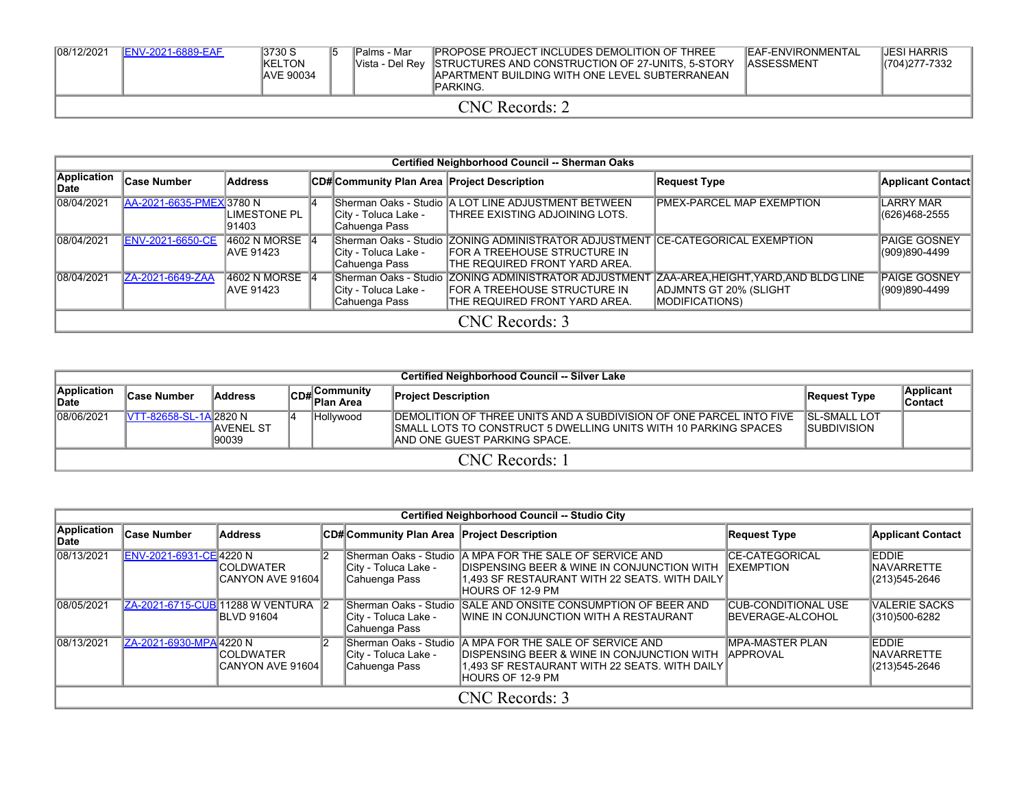| | | | | | | | |
|---|---|---|---|---|---|---|---|
| 08/12/2021 | ENV-2021-6889-EAF | 3730 S KELTON AVE 90034 | 5 | Palms - Mar Vista - Del Rey | PROPOSE PROJECT INCLUDES DEMOLITION OF THREE STRUCTURES AND CONSTRUCTION OF 27-UNITS, 5-STORY APARTMENT BUILDING WITH ONE LEVEL SUBTERRANEAN PARKING. | EAF-ENVIRONMENTAL ASSESSMENT | JESI HARRIS (704)277-7332 |
| CNC Records: 2 | | | | | | | |

**Certified Neighborhood Council -- Sherman Oaks**

| Application Date | Case Number | Address | CD# | Community Plan Area | Project Description | Request Type | Applicant Contact |
|---|---|---|---|---|---|---|---|
| 08/04/2021 | AA-2021-6635-PMEX | 3780 N LIMESTONE PL 91403 | 4 | Sherman Oaks - Studio City - Toluca Lake - Cahuenga Pass | A LOT LINE ADJUSTMENT BETWEEN THREE EXISTING ADJOINING LOTS. | PMEX-PARCEL MAP EXEMPTION | LARRY MAR (626)468-2555 |
| 08/04/2021 | ENV-2021-6650-CE | 4602 N MORSE AVE 91423 | 4 | Sherman Oaks - Studio City - Toluca Lake - Cahuenga Pass | ZONING ADMINISTRATOR ADJUSTMENT FOR A TREEHOUSE STRUCTURE IN THE REQUIRED FRONT YARD AREA. | CE-CATEGORICAL EXEMPTION | PAIGE GOSNEY (909)890-4499 |
| 08/04/2021 | ZA-2021-6649-ZAA | 4602 N MORSE AVE 91423 | 4 | Sherman Oaks - Studio City - Toluca Lake - Cahuenga Pass | ZONING ADMINISTRATOR ADJUSTMENT FOR A TREEHOUSE STRUCTURE IN THE REQUIRED FRONT YARD AREA. | ZAA-AREA,HEIGHT,YARD,AND BLDG LINE ADJMNTS GT 20% (SLIGHT MODIFICATIONS) | PAIGE GOSNEY (909)890-4499 |
| CNC Records: 3 | | | | | | | |

**Certified Neighborhood Council -- Silver Lake**

| Application Date | Case Number | Address | CD# | Community Plan Area | Project Description | Request Type | Applicant Contact |
|---|---|---|---|---|---|---|---|
| 08/06/2021 | VTT-82658-SL-1A | 2820 N AVENEL ST 90039 | 4 | Hollywood | DEMOLITION OF THREE UNITS AND A SUBDIVISION OF ONE PARCEL INTO FIVE SMALL LOTS TO CONSTRUCT 5 DWELLING UNITS WITH 10 PARKING SPACES AND ONE GUEST PARKING SPACE. | SL-SMALL LOT SUBDIVISION | |
| CNC Records: 1 | | | | | | | |

**Certified Neighborhood Council -- Studio City**

| Application Date | Case Number | Address | CD# | Community Plan Area | Project Description | Request Type | Applicant Contact |
|---|---|---|---|---|---|---|---|
| 08/13/2021 | ENV-2021-6931-CE | 4220 N COLDWATER CANYON AVE 91604 | 2 | Sherman Oaks - Studio City - Toluca Lake - Cahuenga Pass | A MPA FOR THE SALE OF SERVICE AND DISPENSING BEER & WINE IN CONJUNCTION WITH 1,493 SF RESTAURANT WITH 22 SEATS. WITH DAILY HOURS OF 12-9 PM | CE-CATEGORICAL EXEMPTION | EDDIE NAVARRETTE (213)545-2646 |
| 08/05/2021 | ZA-2021-6715-CUB | 11288 W VENTURA BLVD 91604 | 2 | Sherman Oaks - Studio City - Toluca Lake - Cahuenga Pass | SALE AND ONSITE CONSUMPTION OF BEER AND WINE IN CONJUNCTION WITH A RESTAURANT | CUB-CONDITIONAL USE BEVERAGE-ALCOHOL | VALERIE SACKS (310)500-6282 |
| 08/13/2021 | ZA-2021-6930-MPA | 4220 N COLDWATER CANYON AVE 91604 | 2 | Sherman Oaks - Studio City - Toluca Lake - Cahuenga Pass | A MPA FOR THE SALE OF SERVICE AND DISPENSING BEER & WINE IN CONJUNCTION WITH 1,493 SF RESTAURANT WITH 22 SEATS. WITH DAILY HOURS OF 12-9 PM | MPA-MASTER PLAN APPROVAL | EDDIE NAVARRETTE (213)545-2646 |
| CNC Records: 3 | | | | | | | |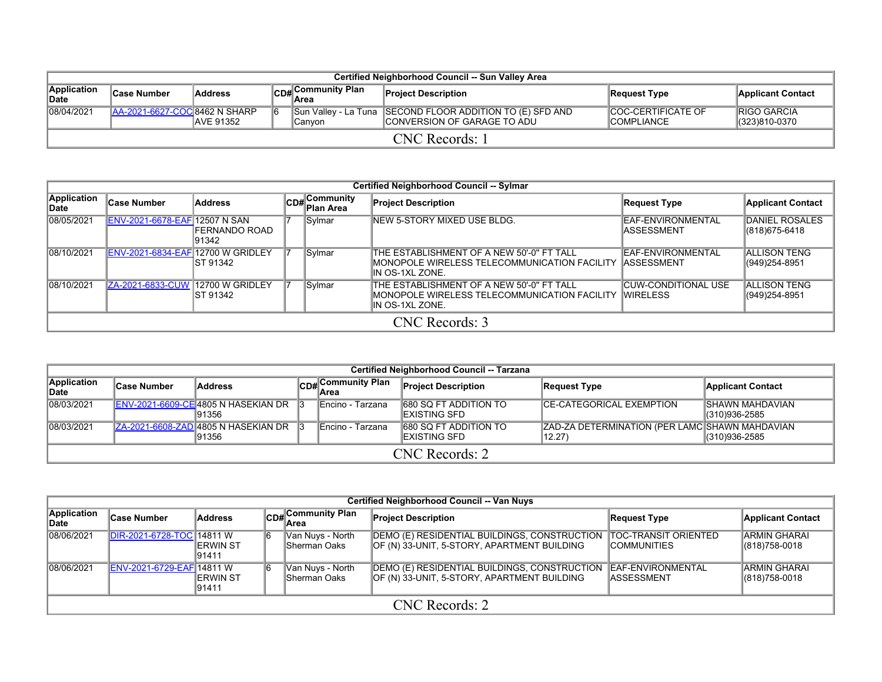| Certified Neighborhood Council -- Sun Valley Area | | | | | | | |
|---|---|---|---|---|---|---|---|
| **Application Date** | **Case Number** | **Address** | **CD#** | **Community Plan Area** | **Project Description** | **Request Type** | **Applicant Contact** |
| 08/04/2021 | AA-2021-6627-COC | 8462 N SHARP AVE 91352 | 6 | Sun Valley - La Tuna Canyon | SECOND FLOOR ADDITION TO (E) SFD AND CONVERSION OF GARAGE TO ADU | COC-CERTIFICATE OF COMPLIANCE | RIGO GARCIA (323)810-0370 |
| CNC Records: 1 | | | | | | | |

| Certified Neighborhood Council -- Sylmar | | | | | | | |
|---|---|---|---|---|---|---|---|
| **Application Date** | **Case Number** | **Address** | **CD#** | **Community Plan Area** | **Project Description** | **Request Type** | **Applicant Contact** |
| 08/05/2021 | ENV-2021-6678-EAF | 12507 N SAN FERNANDO ROAD 91342 | 7 | Sylmar | NEW 5-STORY MIXED USE BLDG. | EAF-ENVIRONMENTAL ASSESSMENT | DANIEL ROSALES (818)675-6418 |
| 08/10/2021 | ENV-2021-6834-EAF | 12700 W GRIDLEY ST 91342 | 7 | Sylmar | THE ESTABLISHMENT OF A NEW 50'-0" FT TALL MONOPOLE WIRELESS TELECOMMUNICATION FACILITY IN OS-1XL ZONE. | EAF-ENVIRONMENTAL ASSESSMENT | ALLISON TENG (949)254-8951 |
| 08/10/2021 | ZA-2021-6833-CUW | 12700 W GRIDLEY ST 91342 | 7 | Sylmar | THE ESTABLISHMENT OF A NEW 50'-0" FT TALL MONOPOLE WIRELESS TELECOMMUNICATION FACILITY IN OS-1XL ZONE. | CUW-CONDITIONAL USE WIRELESS | ALLISON TENG (949)254-8951 |
| CNC Records: 3 | | | | | | | |

| Certified Neighborhood Council -- Tarzana | | | | | | | |
|---|---|---|---|---|---|---|---|
| **Application Date** | **Case Number** | **Address** | **CD#** | **Community Plan Area** | **Project Description** | **Request Type** | **Applicant Contact** |
| 08/03/2021 | ENV-2021-6609-CE | 4805 N HASEKIAN DR 91356 | 3 | Encino - Tarzana | 680 SQ FT ADDITION TO EXISTING SFD | CE-CATEGORICAL EXEMPTION | SHAWN MAHDAVIAN (310)936-2585 |
| 08/03/2021 | ZA-2021-6608-ZAD | 4805 N HASEKIAN DR 91356 | 3 | Encino - Tarzana | 680 SQ FT ADDITION TO EXISTING SFD | ZAD-ZA DETERMINATION (PER LAMC 12.27) | SHAWN MAHDAVIAN (310)936-2585 |
| CNC Records: 2 | | | | | | | |

| Certified Neighborhood Council -- Van Nuys | | | | | | | |
|---|---|---|---|---|---|---|---|
| **Application Date** | **Case Number** | **Address** | **CD#** | **Community Plan Area** | **Project Description** | **Request Type** | **Applicant Contact** |
| 08/06/2021 | DIR-2021-6728-TOC | 14811 W ERWIN ST 91411 | 6 | Van Nuys - North Sherman Oaks | DEMO (E) RESIDENTIAL BUILDINGS, CONSTRUCTION OF (N) 33-UNIT, 5-STORY, APARTMENT BUILDING | TOC-TRANSIT ORIENTED COMMUNITIES | ARMIN GHARAI (818)758-0018 |
| 08/06/2021 | ENV-2021-6729-EAF | 14811 W ERWIN ST 91411 | 6 | Van Nuys - North Sherman Oaks | DEMO (E) RESIDENTIAL BUILDINGS, CONSTRUCTION OF (N) 33-UNIT, 5-STORY, APARTMENT BUILDING | EAF-ENVIRONMENTAL ASSESSMENT | ARMIN GHARAI (818)758-0018 |
| CNC Records: 2 | | | | | | | |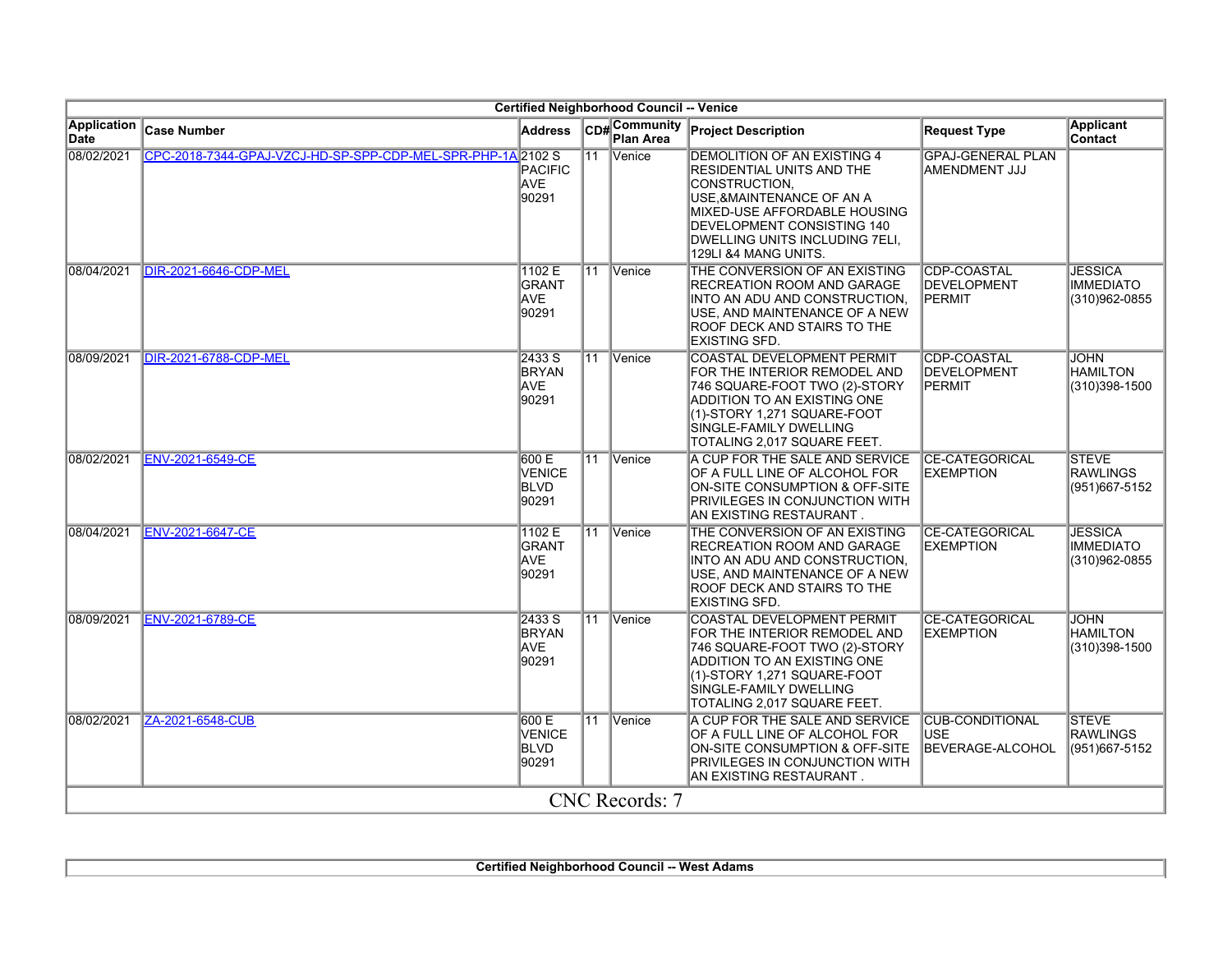| Certified Neighborhood Council -- Venice | | | | | | | |
|---|---|---|---|---|---|---|---|
| Application Date | Case Number | Address | CD# | Community Plan Area | Project Description | Request Type | Applicant Contact |
| 08/02/2021 | CPC-2018-7344-GPAJ-VZCJ-HD-SP-SPP-CDP-MEL-SPR-PHP-1A | 2102 S PACIFIC AVE 90291 | 11 | Venice | DEMOLITION OF AN EXISTING 4 RESIDENTIAL UNITS AND THE CONSTRUCTION, USE,&MAINTENANCE OF AN A MIXED-USE AFFORDABLE HOUSING DEVELOPMENT CONSISTING 140 DWELLING UNITS INCLUDING 7ELI, 129LI &4 MANG UNITS. | GPAJ-GENERAL PLAN AMENDMENT JJJ | |
| 08/04/2021 | DIR-2021-6646-CDP-MEL | 1102 E GRANT AVE 90291 | 11 | Venice | THE CONVERSION OF AN EXISTING RECREATION ROOM AND GARAGE INTO AN ADU AND CONSTRUCTION, USE, AND MAINTENANCE OF A NEW ROOF DECK AND STAIRS TO THE EXISTING SFD. | CDP-COASTAL DEVELOPMENT PERMIT | JESSICA IMMEDIATO (310)962-0855 |
| 08/09/2021 | DIR-2021-6788-CDP-MEL | 2433 S BRYAN AVE 90291 | 11 | Venice | COASTAL DEVELOPMENT PERMIT FOR THE INTERIOR REMODEL AND 746 SQUARE-FOOT TWO (2)-STORY ADDITION TO AN EXISTING ONE (1)-STORY 1,271 SQUARE-FOOT SINGLE-FAMILY DWELLING TOTALING 2,017 SQUARE FEET. | CDP-COASTAL DEVELOPMENT PERMIT | JOHN HAMILTON (310)398-1500 |
| 08/02/2021 | ENV-2021-6549-CE | 600 E VENICE BLVD 90291 | 11 | Venice | A CUP FOR THE SALE AND SERVICE OF A FULL LINE OF ALCOHOL FOR ON-SITE CONSUMPTION & OFF-SITE PRIVILEGES IN CONJUNCTION WITH AN EXISTING RESTAURANT . | CE-CATEGORICAL EXEMPTION | STEVE RAWLINGS (951)667-5152 |
| 08/04/2021 | ENV-2021-6647-CE | 1102 E GRANT AVE 90291 | 11 | Venice | THE CONVERSION OF AN EXISTING RECREATION ROOM AND GARAGE INTO AN ADU AND CONSTRUCTION, USE, AND MAINTENANCE OF A NEW ROOF DECK AND STAIRS TO THE EXISTING SFD. | CE-CATEGORICAL EXEMPTION | JESSICA IMMEDIATO (310)962-0855 |
| 08/09/2021 | ENV-2021-6789-CE | 2433 S BRYAN AVE 90291 | 11 | Venice | COASTAL DEVELOPMENT PERMIT FOR THE INTERIOR REMODEL AND 746 SQUARE-FOOT TWO (2)-STORY ADDITION TO AN EXISTING ONE (1)-STORY 1,271 SQUARE-FOOT SINGLE-FAMILY DWELLING TOTALING 2,017 SQUARE FEET. | CE-CATEGORICAL EXEMPTION | JOHN HAMILTON (310)398-1500 |
| 08/02/2021 | ZA-2021-6548-CUB | 600 E VENICE BLVD 90291 | 11 | Venice | A CUP FOR THE SALE AND SERVICE OF A FULL LINE OF ALCOHOL FOR ON-SITE CONSUMPTION & OFF-SITE PRIVILEGES IN CONJUNCTION WITH AN EXISTING RESTAURANT . | CUB-CONDITIONAL USE BEVERAGE-ALCOHOL | STEVE RAWLINGS (951)667-5152 |
| CNC Records: 7 | | | | | | | |

| Certified Neighborhood Council -- West Adams |
|---|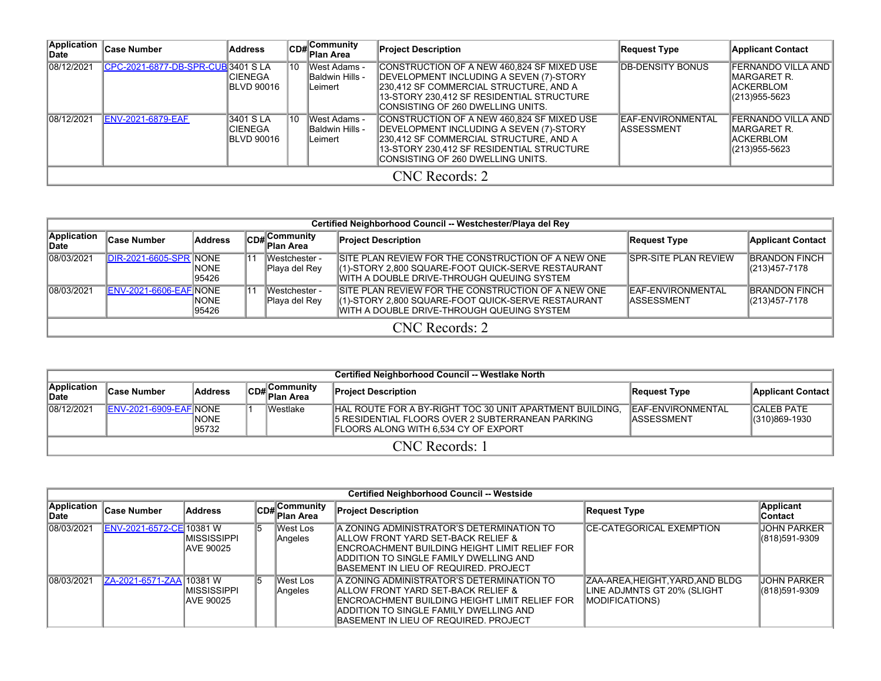| Application Date | Case Number | Address | CD# | Community Plan Area | Project Description | Request Type | Applicant Contact |
|---|---|---|---|---|---|---|---|
| 08/12/2021 | CPC-2021-6877-DB-SPR-CUB | 3401 S LA CIENEGA BLVD 90016 | 10 | West Adams - Baldwin Hills - Leimert | CONSTRUCTION OF A NEW 460,824 SF MIXED USE DEVELOPMENT INCLUDING A SEVEN (7)-STORY 230,412 SF COMMERCIAL STRUCTURE, AND A 13-STORY 230,412 SF RESIDENTIAL STRUCTURE CONSISTING OF 260 DWELLING UNITS. | DB-DENSITY BONUS | FERNANDO VILLA AND MARGARET R. ACKERBLOM (213)955-5623 |
| 08/12/2021 | ENV-2021-6879-EAF | 3401 S LA CIENEGA BLVD 90016 | 10 | West Adams - Baldwin Hills - Leimert | CONSTRUCTION OF A NEW 460,824 SF MIXED USE DEVELOPMENT INCLUDING A SEVEN (7)-STORY 230,412 SF COMMERCIAL STRUCTURE, AND A 13-STORY 230,412 SF RESIDENTIAL STRUCTURE CONSISTING OF 260 DWELLING UNITS. | EAF-ENVIRONMENTAL ASSESSMENT | FERNANDO VILLA AND MARGARET R. ACKERBLOM (213)955-5623 |
| CNC Records: 2 | | | | | | | |

**Certified Neighborhood Council -- Westchester/Playa del Rey**

| Application Date | Case Number | Address | CD# | Community Plan Area | Project Description | Request Type | Applicant Contact |
|---|---|---|---|---|---|---|---|
| 08/03/2021 | DIR-2021-6605-SPR | NONE NONE 95426 | 11 | Westchester - Playa del Rey | SITE PLAN REVIEW FOR THE CONSTRUCTION OF A NEW ONE (1)-STORY 2,800 SQUARE-FOOT QUICK-SERVE RESTAURANT WITH A DOUBLE DRIVE-THROUGH QUEUING SYSTEM | SPR-SITE PLAN REVIEW | BRANDON FINCH (213)457-7178 |
| 08/03/2021 | ENV-2021-6606-EAF | NONE NONE 95426 | 11 | Westchester - Playa del Rey | SITE PLAN REVIEW FOR THE CONSTRUCTION OF A NEW ONE (1)-STORY 2,800 SQUARE-FOOT QUICK-SERVE RESTAURANT WITH A DOUBLE DRIVE-THROUGH QUEUING SYSTEM | EAF-ENVIRONMENTAL ASSESSMENT | BRANDON FINCH (213)457-7178 |
| CNC Records: 2 | | | | | | | |

**Certified Neighborhood Council -- Westlake North**

| Application Date | Case Number | Address | CD# | Community Plan Area | Project Description | Request Type | Applicant Contact |
|---|---|---|---|---|---|---|---|
| 08/12/2021 | ENV-2021-6909-EAF | NONE NONE 95732 | 1 | Westlake | HAL ROUTE FOR A BY-RIGHT TOC 30 UNIT APARTMENT BUILDING, 5 RESIDENTIAL FLOORS OVER 2 SUBTERRANEAN PARKING FLOORS ALONG WITH 6,534 CY OF EXPORT | EAF-ENVIRONMENTAL ASSESSMENT | CALEB PATE (310)869-1930 |
| CNC Records: 1 | | | | | | | |

**Certified Neighborhood Council -- Westside**

| Application Date | Case Number | Address | CD# | Community Plan Area | Project Description | Request Type | Applicant Contact |
|---|---|---|---|---|---|---|---|
| 08/03/2021 | ENV-2021-6572-CE | 10381 W MISSISSIPPI AVE 90025 | 5 | West Los Angeles | A ZONING ADMINISTRATOR'S DETERMINATION TO ALLOW FRONT YARD SET-BACK RELIEF & ENCROACHMENT BUILDING HEIGHT LIMIT RELIEF FOR ADDITION TO SINGLE FAMILY DWELLING AND BASEMENT IN LIEU OF REQUIRED. PROJECT | CE-CATEGORICAL EXEMPTION | JOHN PARKER (818)591-9309 |
| 08/03/2021 | ZA-2021-6571-ZAA | 10381 W MISSISSIPPI AVE 90025 | 5 | West Los Angeles | A ZONING ADMINISTRATOR'S DETERMINATION TO ALLOW FRONT YARD SET-BACK RELIEF & ENCROACHMENT BUILDING HEIGHT LIMIT RELIEF FOR ADDITION TO SINGLE FAMILY DWELLING AND BASEMENT IN LIEU OF REQUIRED. PROJECT | ZAA-AREA,HEIGHT,YARD,AND BLDG LINE ADJMNTS GT 20% (SLIGHT MODIFICATIONS) | JOHN PARKER (818)591-9309 |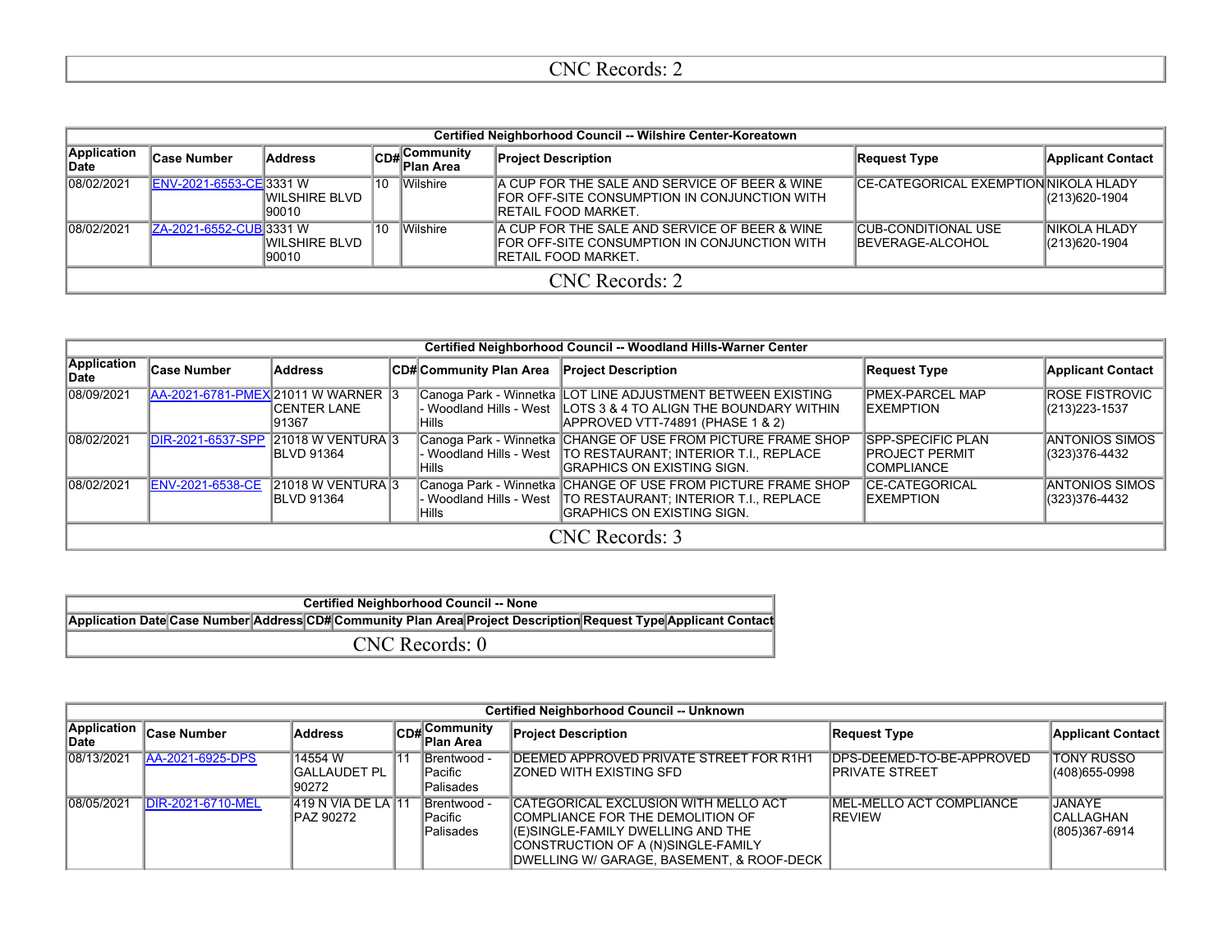CNC Records: 2

| Certified Neighborhood Council -- Wilshire Center-Koreatown | | | | | | | |
|---|---|---|---|---|---|---|---|
| **Application Date** | **Case Number** | **Address** | **CD#** | **Community Plan Area** | **Project Description** | **Request Type** | **Applicant Contact** |
| 08/02/2021 | ENV-2021-6553-CE | 3331 W WILSHIRE BLVD 90010 | 10 | Wilshire | A CUP FOR THE SALE AND SERVICE OF BEER & WINE FOR OFF-SITE CONSUMPTION IN CONJUNCTION WITH RETAIL FOOD MARKET. | CE-CATEGORICAL EXEMPTION | NIKOLA HLADY (213)620-1904 |
| 08/02/2021 | ZA-2021-6552-CUB | 3331 W WILSHIRE BLVD 90010 | 10 | Wilshire | A CUP FOR THE SALE AND SERVICE OF BEER & WINE FOR OFF-SITE CONSUMPTION IN CONJUNCTION WITH RETAIL FOOD MARKET. | CUB-CONDITIONAL USE BEVERAGE-ALCOHOL | NIKOLA HLADY (213)620-1904 |

CNC Records: 2

| Certified Neighborhood Council -- Woodland Hills-Warner Center | | | | | | | |
|---|---|---|---|---|---|---|---|
| **Application Date** | **Case Number** | **Address** | **CD#** | **Community Plan Area** | **Project Description** | **Request Type** | **Applicant Contact** |
| 08/09/2021 | AA-2021-6781-PMEX | 21011 W WARNER CENTER LANE 91367 | 3 | Canoga Park - Winnetka - Woodland Hills - West Hills | LOT LINE ADJUSTMENT BETWEEN EXISTING LOTS 3 & 4 TO ALIGN THE BOUNDARY WITHIN APPROVED VTT-74891 (PHASE 1 & 2) | PMEX-PARCEL MAP EXEMPTION | ROSE FISTROVIC (213)223-1537 |
| 08/02/2021 | DIR-2021-6537-SPP | 21018 W VENTURA BLVD 91364 | 3 | Canoga Park - Winnetka - Woodland Hills - West Hills | CHANGE OF USE FROM PICTURE FRAME SHOP TO RESTAURANT; INTERIOR T.I., REPLACE GRAPHICS ON EXISTING SIGN. | SPP-SPECIFIC PLAN PROJECT PERMIT COMPLIANCE | ANTONIOS SIMOS (323)376-4432 |
| 08/02/2021 | ENV-2021-6538-CE | 21018 W VENTURA BLVD 91364 | 3 | Canoga Park - Winnetka - Woodland Hills - West Hills | CHANGE OF USE FROM PICTURE FRAME SHOP TO RESTAURANT; INTERIOR T.I., REPLACE GRAPHICS ON EXISTING SIGN. | CE-CATEGORICAL EXEMPTION | ANTONIOS SIMOS (323)376-4432 |

CNC Records: 3

| Certified Neighborhood Council -- None | | | | | | | |
|---|---|---|---|---|---|---|---|
| **Application Date** | **Case Number** | **Address** | **CD#** | **Community Plan Area** | **Project Description** | **Request Type** | **Applicant Contact** |

CNC Records: 0

| Certified Neighborhood Council -- Unknown | | | | | | | |
|---|---|---|---|---|---|---|---|
| **Application Date** | **Case Number** | **Address** | **CD#** | **Community Plan Area** | **Project Description** | **Request Type** | **Applicant Contact** |
| 08/13/2021 | AA-2021-6925-DPS | 14554 W GALLAUDET PL 90272 | 11 | Brentwood - Pacific Palisades | DEEMED APPROVED PRIVATE STREET FOR R1H1 ZONED WITH EXISTING SFD | DPS-DEEMED-TO-BE-APPROVED PRIVATE STREET | TONY RUSSO (408)655-0998 |
| 08/05/2021 | DIR-2021-6710-MEL | 419 N VIA DE LA PAZ 90272 | 11 | Brentwood - Pacific Palisades | CATEGORICAL EXCLUSION WITH MELLO ACT COMPLIANCE FOR THE DEMOLITION OF (E)SINGLE-FAMILY DWELLING AND THE CONSTRUCTION OF A (N)SINGLE-FAMILY DWELLING W/ GARAGE, BASEMENT, & ROOF-DECK | MEL-MELLO ACT COMPLIANCE REVIEW | JANAYE CALLAGHAN (805)367-6914 |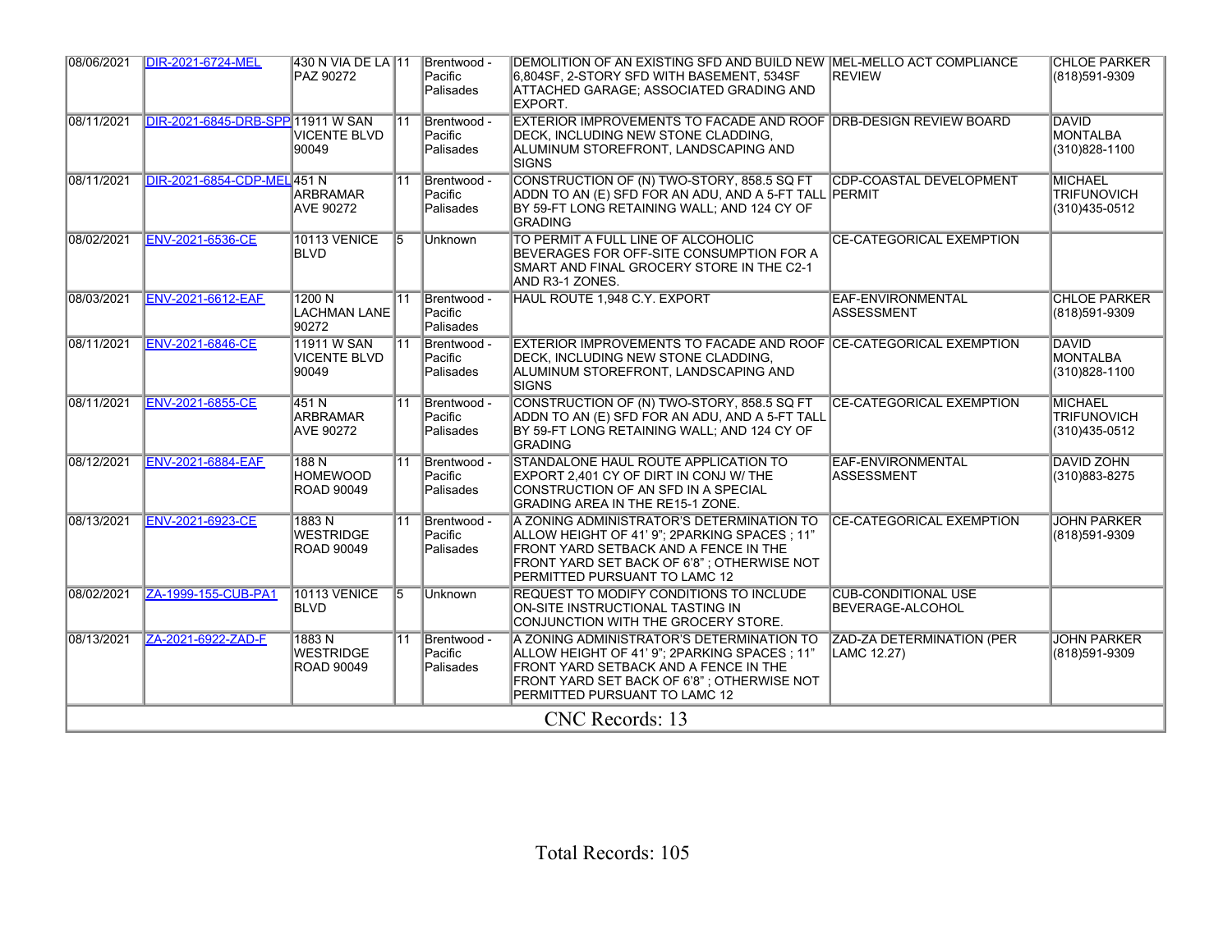| | | | | | | | |
|---|---|---|---|---|---|---|---|
| 08/06/2021 | DIR-2021-6724-MEL | 430 N VIA DE LA PAZ 90272 | 11 | Brentwood - Pacific Palisades | DEMOLITION OF AN EXISTING SFD AND BUILD NEW 6,804SF, 2-STORY SFD WITH BASEMENT, 534SF ATTACHED GARAGE; ASSOCIATED GRADING AND EXPORT. | MEL-MELLO ACT COMPLIANCE REVIEW | CHLOE PARKER (818)591-9309 |
| 08/11/2021 | DIR-2021-6845-DRB-SPP | 11911 W SAN VICENTE BLVD 90049 | 11 | Brentwood - Pacific Palisades | EXTERIOR IMPROVEMENTS TO FACADE AND ROOF DECK, INCLUDING NEW STONE CLADDING, ALUMINUM STOREFRONT, LANDSCAPING AND SIGNS | DRB-DESIGN REVIEW BOARD | DAVID MONTALBA (310)828-1100 |
| 08/11/2021 | DIR-2021-6854-CDP-MEL | 451 N ARBRAMAR AVE 90272 | 11 | Brentwood - Pacific Palisades | CONSTRUCTION OF (N) TWO-STORY, 858.5 SQ FT ADDN TO AN (E) SFD FOR AN ADU, AND A 5-FT TALL BY 59-FT LONG RETAINING WALL; AND 124 CY OF GRADING | CDP-COASTAL DEVELOPMENT PERMIT | MICHAEL TRIFUNOVICH (310)435-0512 |
| 08/02/2021 | ENV-2021-6536-CE | 10113 VENICE BLVD | 5 | Unknown | TO PERMIT A FULL LINE OF ALCOHOLIC BEVERAGES FOR OFF-SITE CONSUMPTION FOR A SMART AND FINAL GROCERY STORE IN THE C2-1 AND R3-1 ZONES. | CE-CATEGORICAL EXEMPTION | |
| 08/03/2021 | ENV-2021-6612-EAF | 1200 N LACHMAN LANE 90272 | 11 | Brentwood - Pacific Palisades | HAUL ROUTE 1,948 C.Y. EXPORT | EAF-ENVIRONMENTAL ASSESSMENT | CHLOE PARKER (818)591-9309 |
| 08/11/2021 | ENV-2021-6846-CE | 11911 W SAN VICENTE BLVD 90049 | 11 | Brentwood - Pacific Palisades | EXTERIOR IMPROVEMENTS TO FACADE AND ROOF DECK, INCLUDING NEW STONE CLADDING, ALUMINUM STOREFRONT, LANDSCAPING AND SIGNS | CE-CATEGORICAL EXEMPTION | DAVID MONTALBA (310)828-1100 |
| 08/11/2021 | ENV-2021-6855-CE | 451 N ARBRAMAR AVE 90272 | 11 | Brentwood - Pacific Palisades | CONSTRUCTION OF (N) TWO-STORY, 858.5 SQ FT ADDN TO AN (E) SFD FOR AN ADU, AND A 5-FT TALL BY 59-FT LONG RETAINING WALL; AND 124 CY OF GRADING | CE-CATEGORICAL EXEMPTION | MICHAEL TRIFUNOVICH (310)435-0512 |
| 08/12/2021 | ENV-2021-6884-EAF | 188 N HOMEWOOD ROAD 90049 | 11 | Brentwood - Pacific Palisades | STANDALONE HAUL ROUTE APPLICATION TO EXPORT 2,401 CY OF DIRT IN CONJ W/ THE CONSTRUCTION OF AN SFD IN A SPECIAL GRADING AREA IN THE RE15-1 ZONE. | EAF-ENVIRONMENTAL ASSESSMENT | DAVID ZOHN (310)883-8275 |
| 08/13/2021 | ENV-2021-6923-CE | 1883 N WESTRIDGE ROAD 90049 | 11 | Brentwood - Pacific Palisades | A ZONING ADMINISTRATOR'S DETERMINATION TO ALLOW HEIGHT OF 41' 9"; 2PARKING SPACES ; 11" FRONT YARD SETBACK AND A FENCE IN THE FRONT YARD SET BACK OF 6'8" ; OTHERWISE NOT PERMITTED PURSUANT TO LAMC 12 | CE-CATEGORICAL EXEMPTION | JOHN PARKER (818)591-9309 |
| 08/02/2021 | ZA-1999-155-CUB-PA1 | 10113 VENICE BLVD | 5 | Unknown | REQUEST TO MODIFY CONDITIONS TO INCLUDE ON-SITE INSTRUCTIONAL TASTING IN CONJUNCTION WITH THE GROCERY STORE. | CUB-CONDITIONAL USE BEVERAGE-ALCOHOL | |
| 08/13/2021 | ZA-2021-6922-ZAD-F | 1883 N WESTRIDGE ROAD 90049 | 11 | Brentwood - Pacific Palisades | A ZONING ADMINISTRATOR'S DETERMINATION TO ALLOW HEIGHT OF 41' 9"; 2PARKING SPACES ; 11" FRONT YARD SETBACK AND A FENCE IN THE FRONT YARD SET BACK OF 6'8" ; OTHERWISE NOT PERMITTED PURSUANT TO LAMC 12 | ZAD-ZA DETERMINATION (PER LAMC 12.27) | JOHN PARKER (818)591-9309 |
| CNC Records: 13 | | | | | | | |

Total Records: 105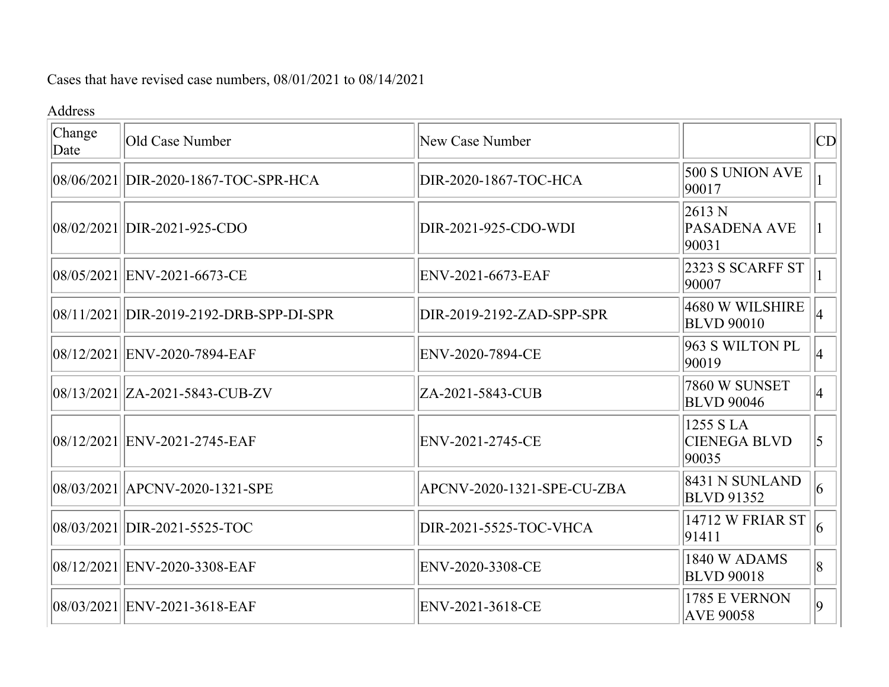Cases that have revised case numbers, 08/01/2021 to 08/14/2021

| Change Date | Old Case Number | New Case Number | Address | CD |
|---|---|---|---|---|
| 08/06/2021 | DIR-2020-1867-TOC-SPR-HCA | DIR-2020-1867-TOC-HCA | 500 S UNION AVE 90017 | 1 |
| 08/02/2021 | DIR-2021-925-CDO | DIR-2021-925-CDO-WDI | 2613 N PASADENA AVE 90031 | 1 |
| 08/05/2021 | ENV-2021-6673-CE | ENV-2021-6673-EAF | 2323 S SCARFF ST 90007 | 1 |
| 08/11/2021 | DIR-2019-2192-DRB-SPP-DI-SPR | DIR-2019-2192-ZAD-SPP-SPR | 4680 W WILSHIRE BLVD 90010 | 4 |
| 08/12/2021 | ENV-2020-7894-EAF | ENV-2020-7894-CE | 963 S WILTON PL 90019 | 4 |
| 08/13/2021 | ZA-2021-5843-CUB-ZV | ZA-2021-5843-CUB | 7860 W SUNSET BLVD 90046 | 4 |
| 08/12/2021 | ENV-2021-2745-EAF | ENV-2021-2745-CE | 1255 S LA CIENEGA BLVD 90035 | 5 |
| 08/03/2021 | APCNV-2020-1321-SPE | APCNV-2020-1321-SPE-CU-ZBA | 8431 N SUNLAND BLVD 91352 | 6 |
| 08/03/2021 | DIR-2021-5525-TOC | DIR-2021-5525-TOC-VHCA | 14712 W FRIAR ST 91411 | 6 |
| 08/12/2021 | ENV-2020-3308-EAF | ENV-2020-3308-CE | 1840 W ADAMS BLVD 90018 | 8 |
| 08/03/2021 | ENV-2021-3618-EAF | ENV-2021-3618-CE | 1785 E VERNON AVE 90058 | 9 |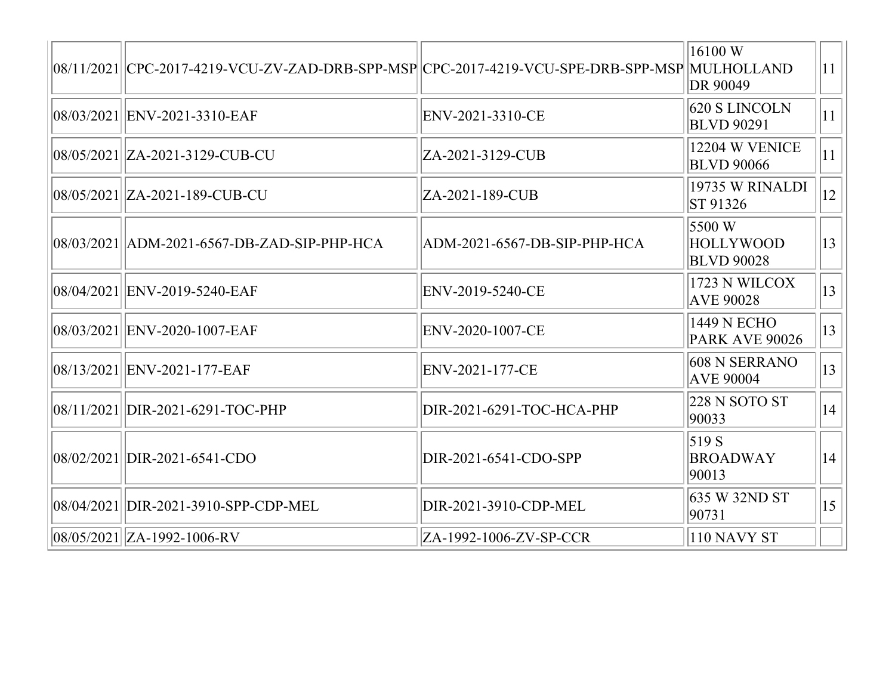| | | | | |
|---|---|---|---|---|
| 08/11/2021 | CPC-2017-4219-VCU-ZV-ZAD-DRB-SPP-MSP | CPC-2017-4219-VCU-SPE-DRB-SPP-MSP | 16100 W MULHOLLAND DR 90049 | 11 |
| 08/03/2021 | ENV-2021-3310-EAF | ENV-2021-3310-CE | 620 S LINCOLN BLVD 90291 | 11 |
| 08/05/2021 | ZA-2021-3129-CUB-CU | ZA-2021-3129-CUB | 12204 W VENICE BLVD 90066 | 11 |
| 08/05/2021 | ZA-2021-189-CUB-CU | ZA-2021-189-CUB | 19735 W RINALDI ST 91326 | 12 |
| 08/03/2021 | ADM-2021-6567-DB-ZAD-SIP-PHP-HCA | ADM-2021-6567-DB-SIP-PHP-HCA | 5500 W HOLLYWOOD BLVD 90028 | 13 |
| 08/04/2021 | ENV-2019-5240-EAF | ENV-2019-5240-CE | 1723 N WILCOX AVE 90028 | 13 |
| 08/03/2021 | ENV-2020-1007-EAF | ENV-2020-1007-CE | 1449 N ECHO PARK AVE 90026 | 13 |
| 08/13/2021 | ENV-2021-177-EAF | ENV-2021-177-CE | 608 N SERRANO AVE 90004 | 13 |
| 08/11/2021 | DIR-2021-6291-TOC-PHP | DIR-2021-6291-TOC-HCA-PHP | 228 N SOTO ST 90033 | 14 |
| 08/02/2021 | DIR-2021-6541-CDO | DIR-2021-6541-CDO-SPP | 519 S BROADWAY 90013 | 14 |
| 08/04/2021 | DIR-2021-3910-SPP-CDP-MEL | DIR-2021-3910-CDP-MEL | 635 W 32ND ST 90731 | 15 |
| 08/05/2021 | ZA-1992-1006-RV | ZA-1992-1006-ZV-SP-CCR | 110 NAVY ST | |